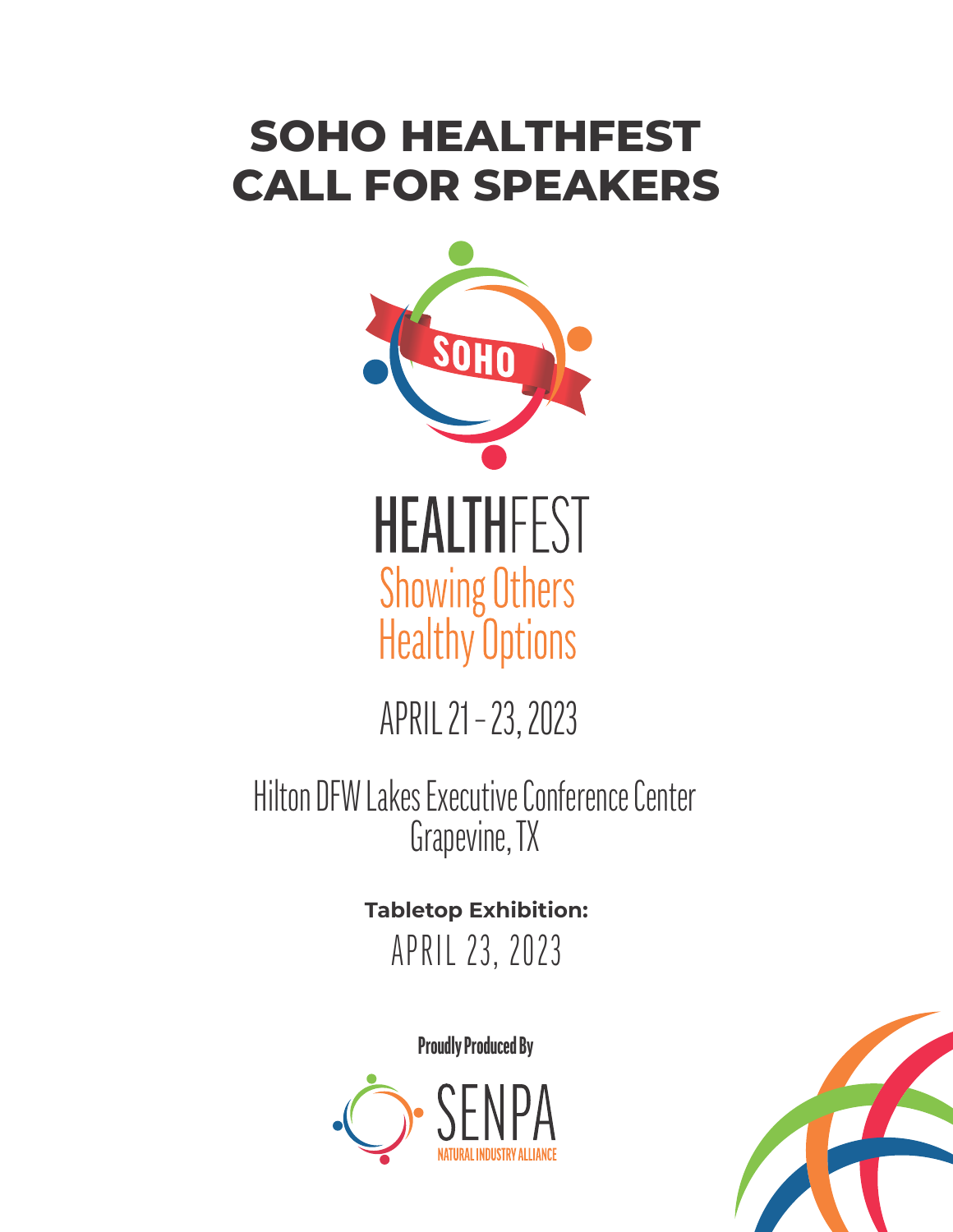# SOHO HEALTHFEST CALL FOR SPEAKERS

SOHO

HEALTHFEST

Showing Others Healthy Options

APRIL 21 – 23, 2023

Hilton DFW Lakes Executive Conference Center
Grapevine, TX

**Tabletop Exhibition:**
APRIL 23, 2023

**Proudly Produced By**

SENPA
NATURAL INDUSTRY ALLIANCE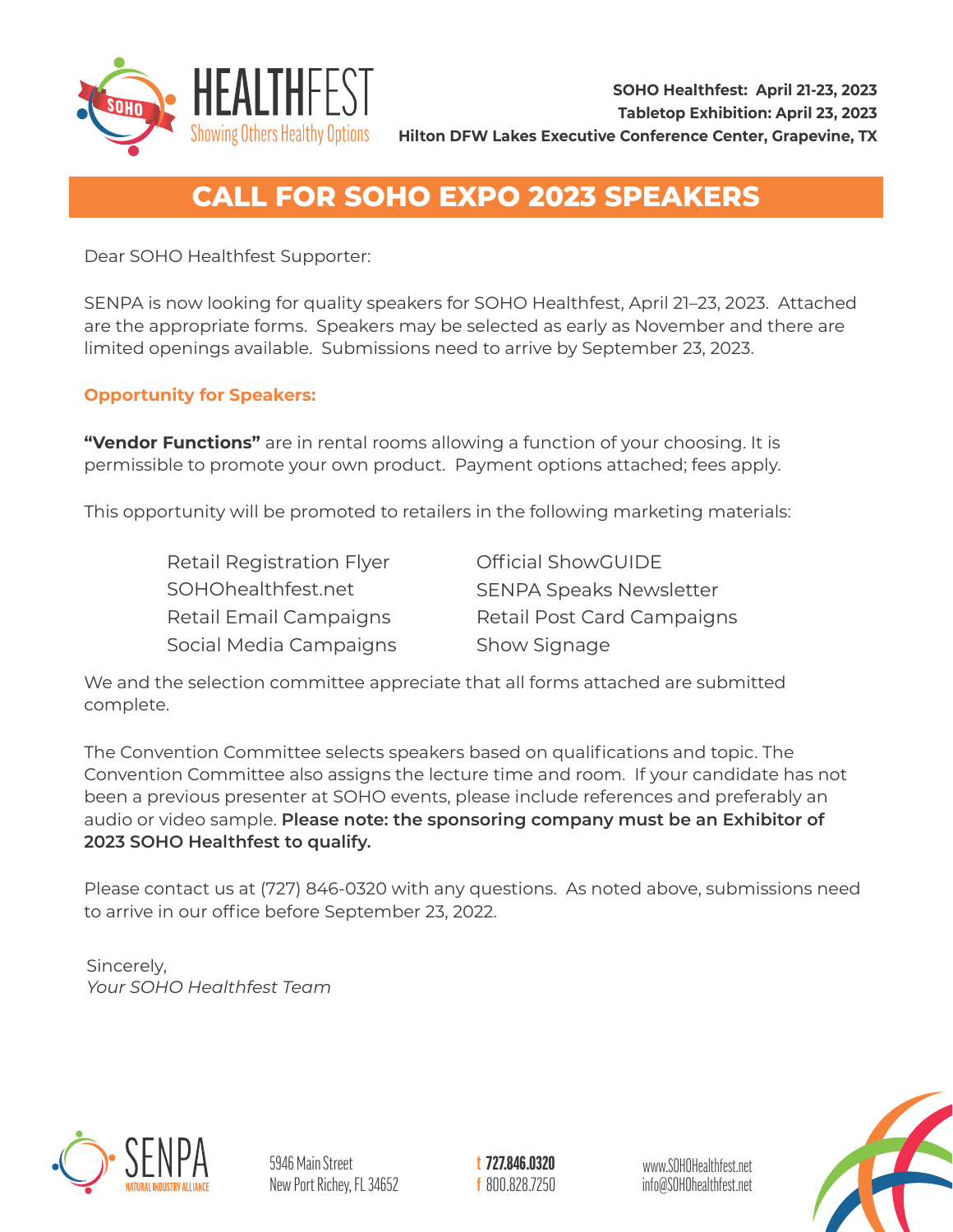HEALTHFEST
Showing Others Healthy Options

**SOHO Healthfest: April 21-23, 2023**
**Tabletop Exhibition: April 23, 2023**
**Hilton DFW Lakes Executive Conference Center, Grapevine, TX**

# CALL FOR SOHO EXPO 2023 SPEAKERS

Dear SOHO Healthfest Supporter:

SENPA is now looking for quality speakers for SOHO Healthfest, April 21–23, 2023. Attached are the appropriate forms. Speakers may be selected as early as November and there are limited openings available. Submissions need to arrive by September 23, 2023.

**Opportunity for Speakers:**

**"Vendor Functions"** are in rental rooms allowing a function of your choosing. It is permissible to promote your own product. Payment options attached; fees apply.

This opportunity will be promoted to retailers in the following marketing materials:

- Retail Registration Flyer
- SOHOhealthfest.net
- Retail Email Campaigns
- Social Media Campaigns
- Official ShowGUIDE
- SENPA Speaks Newsletter
- Retail Post Card Campaigns
- Show Signage

We and the selection committee appreciate that all forms attached are submitted complete.

The Convention Committee selects speakers based on qualifications and topic. The Convention Committee also assigns the lecture time and room. If your candidate has not been a previous presenter at SOHO events, please include references and preferably an audio or video sample. **Please note: the sponsoring company must be an Exhibitor of 2023 SOHO Healthfest to qualify.**

Please contact us at (727) 846-0320 with any questions. As noted above, submissions need to arrive in our office before September 23, 2022.

Sincerely,
*Your SOHO Healthfest Team*

SENPA NATURAL INDUSTRY ALLIANCE

5946 Main Street
New Port Richey, FL 34652

t 727.846.0320
f 800.828.7250

www.SOHOHealthfest.net
info@SOHOhealthfest.net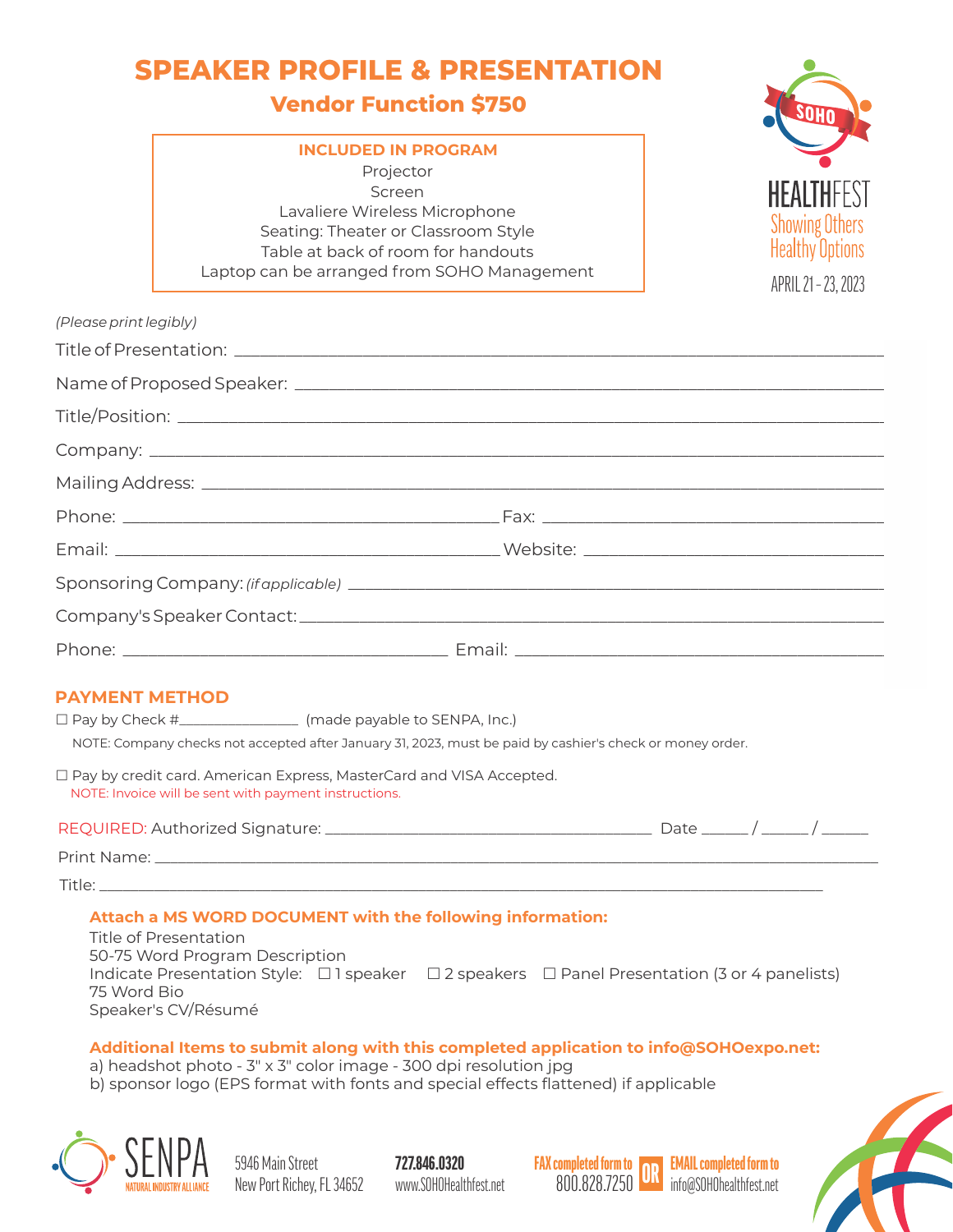# SPEAKER PROFILE & PRESENTATION

## Vendor Function $750

**INCLUDED IN PROGRAM**

Projector
Screen
Lavaliere Wireless Microphone
Seating: Theater or Classroom Style
Table at back of room for handouts
Laptop can be arranged from SOHO Management

SOHO HEALTHFEST
Showing Others Healthy Options
APRIL 21 - 23, 2023

*(Please print legibly)*

Title of Presentation: ____________________

Name of Proposed Speaker: ____________________

Title/Position: ____________________

Company: ____________________

Mailing Address: ____________________

Phone: ____________________ Fax: ____________________

Email: ____________________ Website: ____________________

Sponsoring Company: *(if applicable)* ____________________

Company's Speaker Contact: ____________________

Phone: ____________________ Email: ____________________

### PAYMENT METHOD

☐ Pay by Check #____________ (made payable to SENPA, Inc.)

NOTE: Company checks not accepted after January 31, 2023, must be paid by cashier's check or money order.

☐ Pay by credit card. American Express, MasterCard and VISA Accepted.

NOTE: Invoice will be sent with payment instructions.

REQUIRED: Authorized Signature: ____________________ Date _____ / _____ / _____

Print Name: ____________________

Title: ____________________

**Attach a MS WORD DOCUMENT with the following information:**

Title of Presentation
50-75 Word Program Description
Indicate Presentation Style: ☐ 1 speaker ☐ 2 speakers ☐ Panel Presentation (3 or 4 panelists)
75 Word Bio
Speaker's CV/Résumé

**Additional Items to submit along with this completed application to info@SOHOexpo.net:**

a) headshot photo - 3" x 3" color image - 300 dpi resolution jpg
b) sponsor logo (EPS format with fonts and special effects flattened) if applicable

SENPA NATURAL INDUSTRY ALLIANCE
5946 Main Street
New Port Richey, FL 34652

**727.846.0320**
www.SOHOHealthfest.net

**FAX completed form to** 800.828.7250 **OR** **EMAIL completed form to** info@SOHOhealthfest.net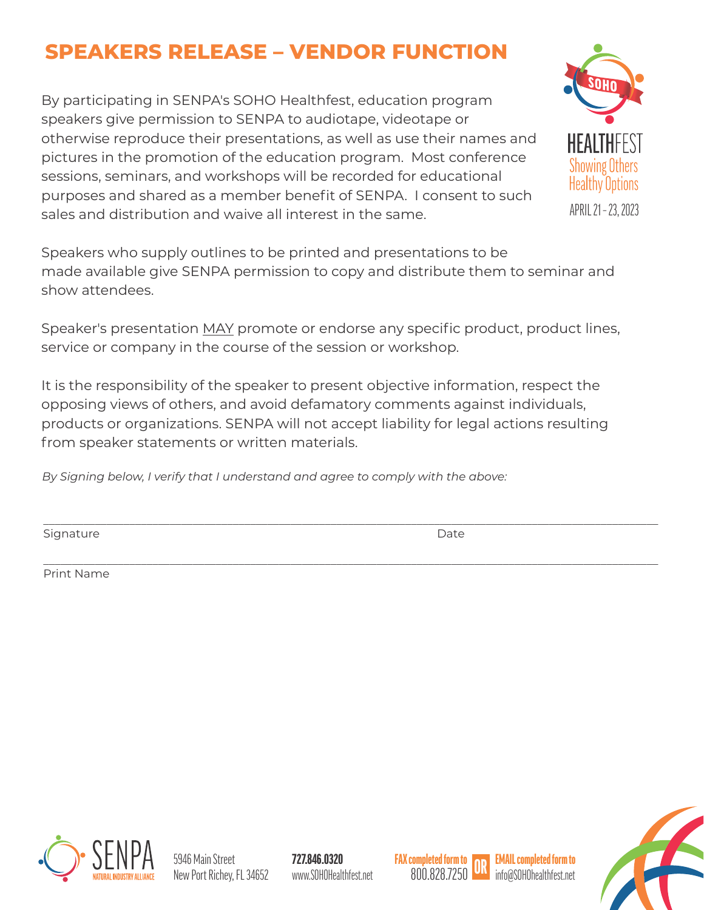# SPEAKERS RELEASE – VENDOR FUNCTION

SOHO HEALTHFEST
Showing Others Healthy Options
APRIL 21 - 23, 2023

By participating in SENPA's SOHO Healthfest, education program speakers give permission to SENPA to audiotape, videotape or otherwise reproduce their presentations, as well as use their names and pictures in the promotion of the education program. Most conference sessions, seminars, and workshops will be recorded for educational purposes and shared as a member benefit of SENPA. I consent to such sales and distribution and waive all interest in the same.

Speakers who supply outlines to be printed and presentations to be made available give SENPA permission to copy and distribute them to seminar and show attendees.

Speaker's presentation <u>MAY</u> promote or endorse any specific product, product lines, service or company in the course of the session or workshop.

It is the responsibility of the speaker to present objective information, respect the opposing views of others, and avoid defamatory comments against individuals, products or organizations. SENPA will not accept liability for legal actions resulting from speaker statements or written materials.

*By Signing below, I verify that I understand and agree to comply with the above:*

\_\_\_\_\_\_\_\_\_\_\_\_\_\_\_\_\_\_\_\_\_\_\_\_\_\_\_\_\_\_\_\_\_\_\_\_\_\_\_\_\_\_\_\_\_\_\_\_\_\_\_\_\_\_\_\_\_\_\_\_\_\_\_\_\_\_\_\_\_\_\_\_\_\_\_\_

Signature                                                                                                    Date

\_\_\_\_\_\_\_\_\_\_\_\_\_\_\_\_\_\_\_\_\_\_\_\_\_\_\_\_\_\_\_\_\_\_\_\_\_\_\_\_\_\_\_\_\_\_\_\_\_\_\_\_\_\_\_\_\_\_\_\_\_\_\_\_\_\_\_\_\_\_\_\_\_\_\_\_

Print Name

SENPA NATURAL INDUSTRY ALLIANCE

5946 Main Street
New Port Richey, FL 34652

**727.846.0320**
www.SOHOHealthfest.net

**FAX completed form to** 800.828.7250 **OR** **EMAIL completed form to** info@SOHOhealthfest.net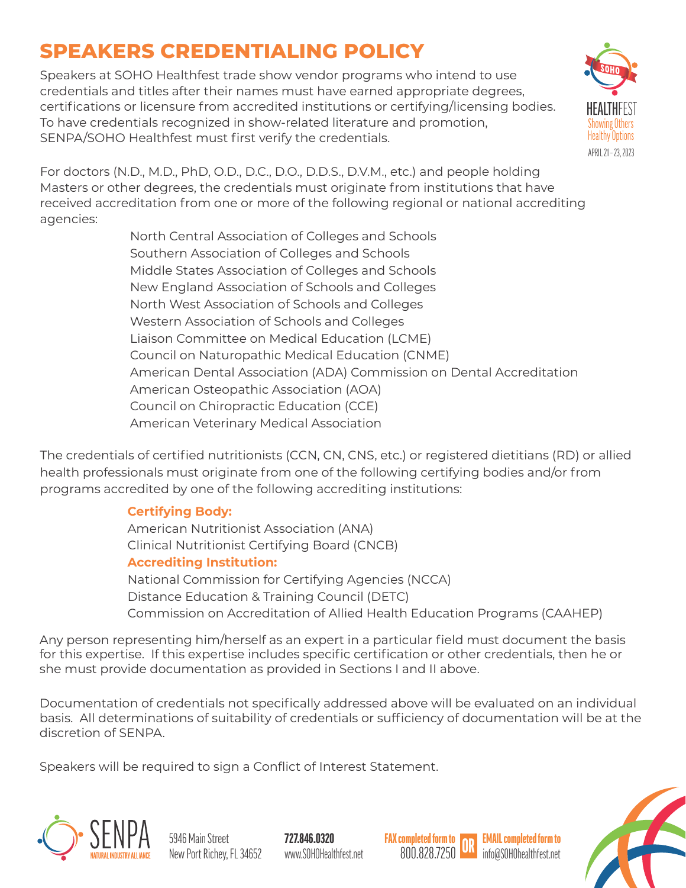# SPEAKERS CREDENTIALING POLICY

Speakers at SOHO Healthfest trade show vendor programs who intend to use credentials and titles after their names must have earned appropriate degrees, certifications or licensure from accredited institutions or certifying/licensing bodies. To have credentials recognized in show-related literature and promotion, SENPA/SOHO Healthfest must first verify the credentials.

SOHO HEALTHFEST
Showing Others Healthy Options
APRIL 21 - 23, 2023

For doctors (N.D., M.D., PhD, O.D., D.C., D.O., D.D.S., D.V.M., etc.) and people holding Masters or other degrees, the credentials must originate from institutions that have received accreditation from one or more of the following regional or national accrediting agencies:

- North Central Association of Colleges and Schools
- Southern Association of Colleges and Schools
- Middle States Association of Colleges and Schools
- New England Association of Schools and Colleges
- North West Association of Schools and Colleges
- Western Association of Schools and Colleges
- Liaison Committee on Medical Education (LCME)
- Council on Naturopathic Medical Education (CNME)
- American Dental Association (ADA) Commission on Dental Accreditation
- American Osteopathic Association (AOA)
- Council on Chiropractic Education (CCE)
- American Veterinary Medical Association

The credentials of certified nutritionists (CCN, CN, CNS, etc.) or registered dietitians (RD) or allied health professionals must originate from one of the following certifying bodies and/or from programs accredited by one of the following accrediting institutions:

**Certifying Body:**

- American Nutritionist Association (ANA)
- Clinical Nutritionist Certifying Board (CNCB)

**Accrediting Institution:**

- National Commission for Certifying Agencies (NCCA)
- Distance Education & Training Council (DETC)
- Commission on Accreditation of Allied Health Education Programs (CAAHEP)

Any person representing him/herself as an expert in a particular field must document the basis for this expertise. If this expertise includes specific certification or other credentials, then he or she must provide documentation as provided in Sections I and II above.

Documentation of credentials not specifically addressed above will be evaluated on an individual basis. All determinations of suitability of credentials or sufficiency of documentation will be at the discretion of SENPA.

Speakers will be required to sign a Conflict of Interest Statement.

SENPA NATURAL INDUSTRY ALLIANCE
5946 Main Street
New Port Richey, FL 34652

**727.846.0320**
www.SOHOHealthfest.net

**FAX completed form to** 800.828.7250 **OR** **EMAIL completed form to** info@SOHOhealthfest.net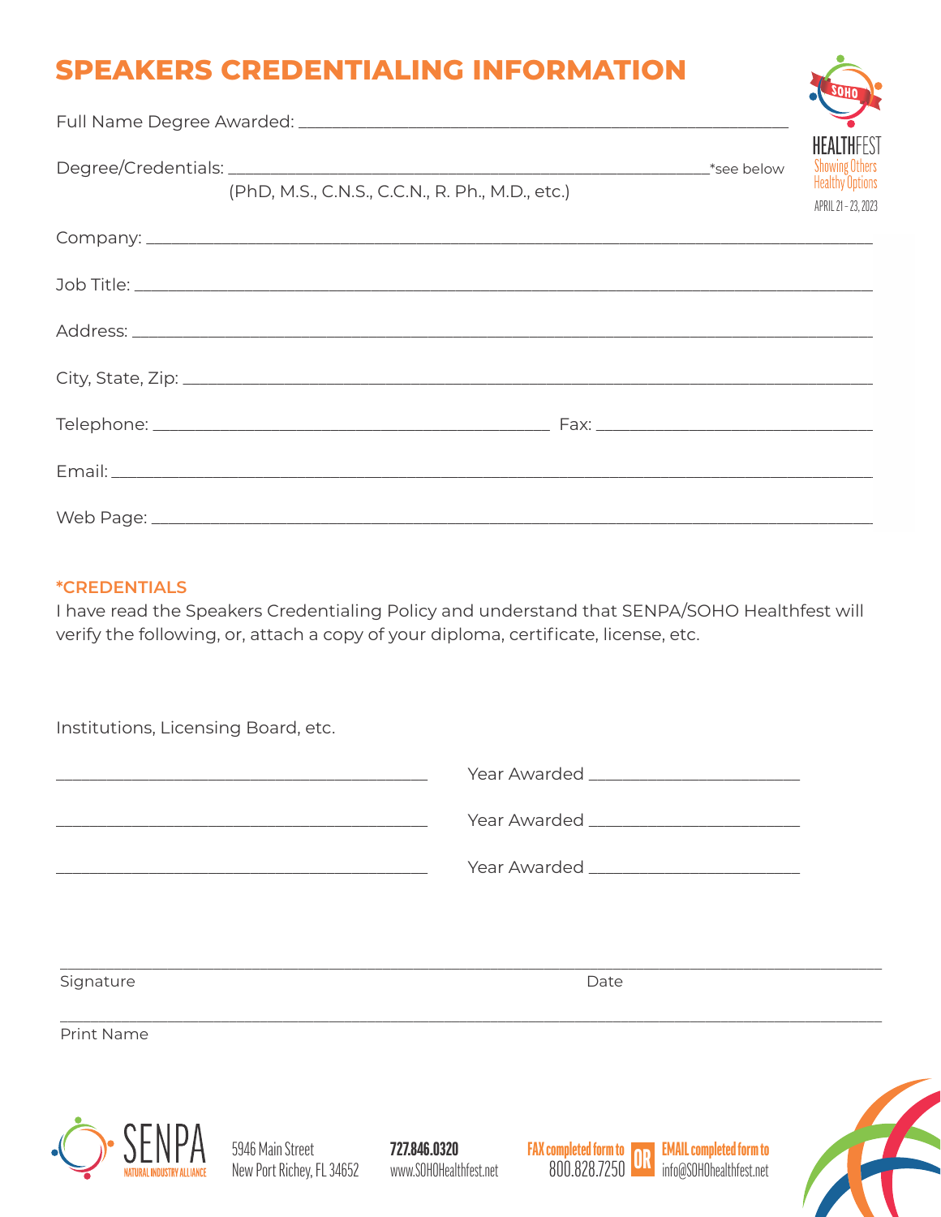# SPEAKERS CREDENTIALING INFORMATION

SOHO HEALTHFEST
Showing Others Healthy Options
APRIL 21 - 23, 2023

Full Name Degree Awarded: ______________________________________________

Degree/Credentials: ______________________________________________ *see below
(PhD, M.S., C.N.S., C.C.N., R. Ph., M.D., etc.)

Company: ______________________________________________

Job Title: ______________________________________________

Address: ______________________________________________

City, State, Zip: ______________________________________________

Telephone: ______________________ Fax: ______________________

Email: ______________________________________________

Web Page: ______________________________________________

## *CREDENTIALS

I have read the Speakers Credentialing Policy and understand that SENPA/SOHO Healthfest will verify the following, or, attach a copy of your diploma, certificate, license, etc.

Institutions, Licensing Board, etc.

______________________ Year Awarded ______________

______________________ Year Awarded ______________

______________________ Year Awarded ______________

______________________________________________
Signature Date

______________________________________________
Print Name

SENPA NATURAL INDUSTRY ALLIANCE

5946 Main Street
New Port Richey, FL 34652

**727.846.0320**
www.SOHOHealthfest.net

**FAX completed form to** 800.828.7250 **OR** **EMAIL completed form to** info@SOHOhealthfest.net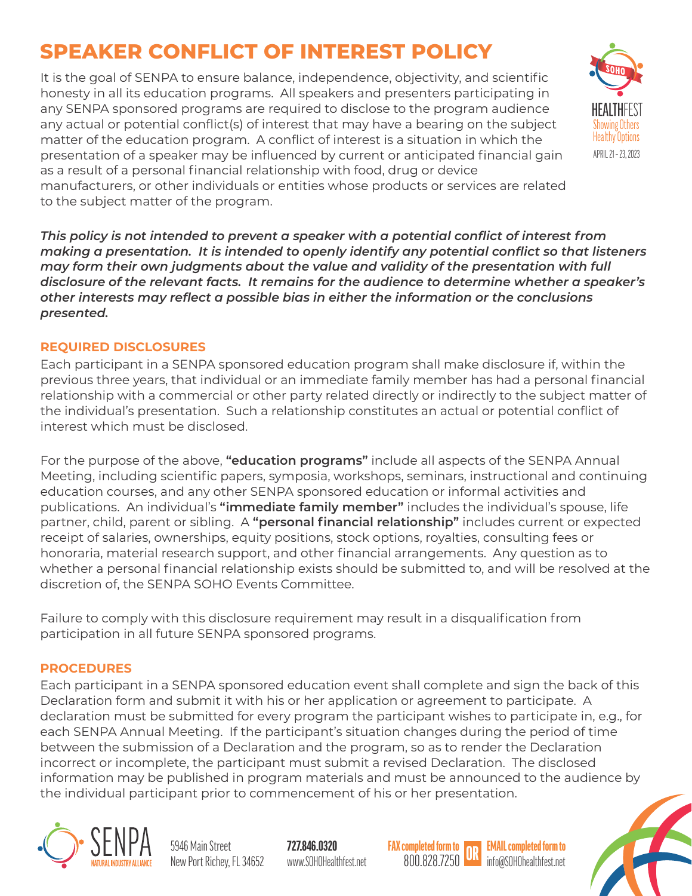# SPEAKER CONFLICT OF INTEREST POLICY

HEALTHFEST
Showing Others Healthy Options
APRIL 21 - 23, 2023

It is the goal of SENPA to ensure balance, independence, objectivity, and scientific honesty in all its education programs. All speakers and presenters participating in any SENPA sponsored programs are required to disclose to the program audience any actual or potential conflict(s) of interest that may have a bearing on the subject matter of the education program. A conflict of interest is a situation in which the presentation of a speaker may be influenced by current or anticipated financial gain as a result of a personal financial relationship with food, drug or device manufacturers, or other individuals or entities whose products or services are related to the subject matter of the program.

***This policy is not intended to prevent a speaker with a potential conflict of interest from making a presentation. It is intended to openly identify any potential conflict so that listeners may form their own judgments about the value and validity of the presentation with full disclosure of the relevant facts. It remains for the audience to determine whether a speaker's other interests may reflect a possible bias in either the information or the conclusions presented.***

## REQUIRED DISCLOSURES

Each participant in a SENPA sponsored education program shall make disclosure if, within the previous three years, that individual or an immediate family member has had a personal financial relationship with a commercial or other party related directly or indirectly to the subject matter of the individual's presentation. Such a relationship constitutes an actual or potential conflict of interest which must be disclosed.

For the purpose of the above, **"education programs"** include all aspects of the SENPA Annual Meeting, including scientific papers, symposia, workshops, seminars, instructional and continuing education courses, and any other SENPA sponsored education or informal activities and publications. An individual's **"immediate family member"** includes the individual's spouse, life partner, child, parent or sibling. A **"personal financial relationship"** includes current or expected receipt of salaries, ownerships, equity positions, stock options, royalties, consulting fees or honoraria, material research support, and other financial arrangements. Any question as to whether a personal financial relationship exists should be submitted to, and will be resolved at the discretion of, the SENPA SOHO Events Committee.

Failure to comply with this disclosure requirement may result in a disqualification from participation in all future SENPA sponsored programs.

## PROCEDURES

Each participant in a SENPA sponsored education event shall complete and sign the back of this Declaration form and submit it with his or her application or agreement to participate. A declaration must be submitted for every program the participant wishes to participate in, e.g., for each SENPA Annual Meeting. If the participant's situation changes during the period of time between the submission of a Declaration and the program, so as to render the Declaration incorrect or incomplete, the participant must submit a revised Declaration. The disclosed information may be published in program materials and must be announced to the audience by the individual participant prior to commencement of his or her presentation.

SENPA NATURAL INDUSTRY ALLIANCE

5946 Main Street
New Port Richey, FL 34652

**727.846.0320**
www.SOHOHealthfest.net

**FAX completed form to** 800.828.7250 **OR** **EMAIL completed form to** info@SOHOhealthfest.net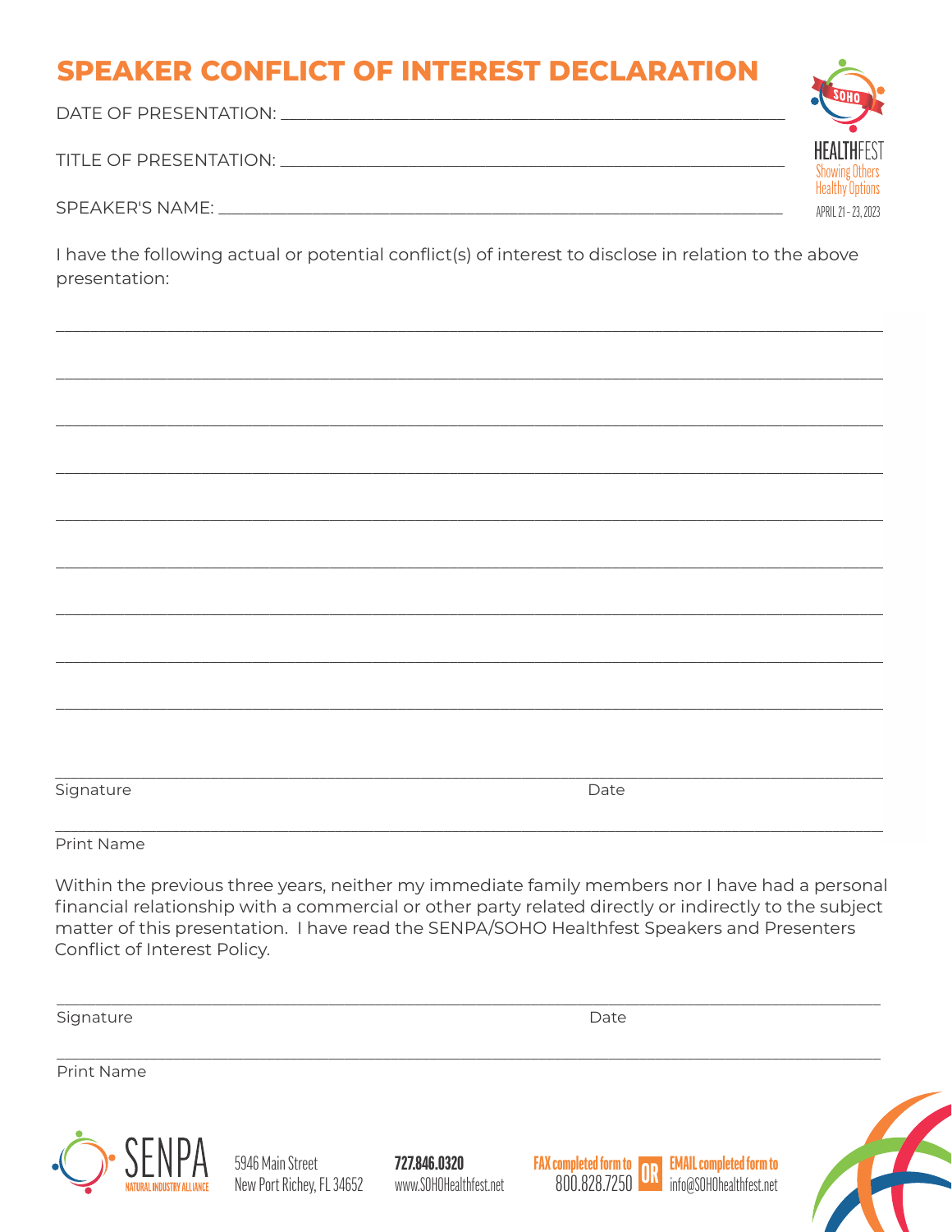# SPEAKER CONFLICT OF INTEREST DECLARATION

DATE OF PRESENTATION: ______________________________________________

TITLE OF PRESENTATION: ______________________________________________

SPEAKER'S NAME: ______________________________________________

SOHO
HEALTHFEST
Showing Others Healthy Options
APRIL 21 - 23, 2023

I have the following actual or potential conflict(s) of interest to disclose in relation to the above presentation:

______________________________________________________________________________

______________________________________________________________________________

______________________________________________________________________________

______________________________________________________________________________

______________________________________________________________________________

______________________________________________________________________________

______________________________________________________________________________

______________________________________________________________________________

______________________________________________________________________________

______________________________________________________________________________

Signature Date

______________________________________________________________________________

Print Name

Within the previous three years, neither my immediate family members nor I have had a personal financial relationship with a commercial or other party related directly or indirectly to the subject matter of this presentation. I have read the SENPA/SOHO Healthfest Speakers and Presenters Conflict of Interest Policy.

______________________________________________________________________________

Signature Date

______________________________________________________________________________

Print Name

SENPA
NATURAL INDUSTRY ALLIANCE

5946 Main Street
New Port Richey, FL 34652

**727.846.0320**
www.SOHOHealthfest.net

**FAX completed form to** 800.828.7250 **OR** **EMAIL completed form to** info@SOHOhealthfest.net